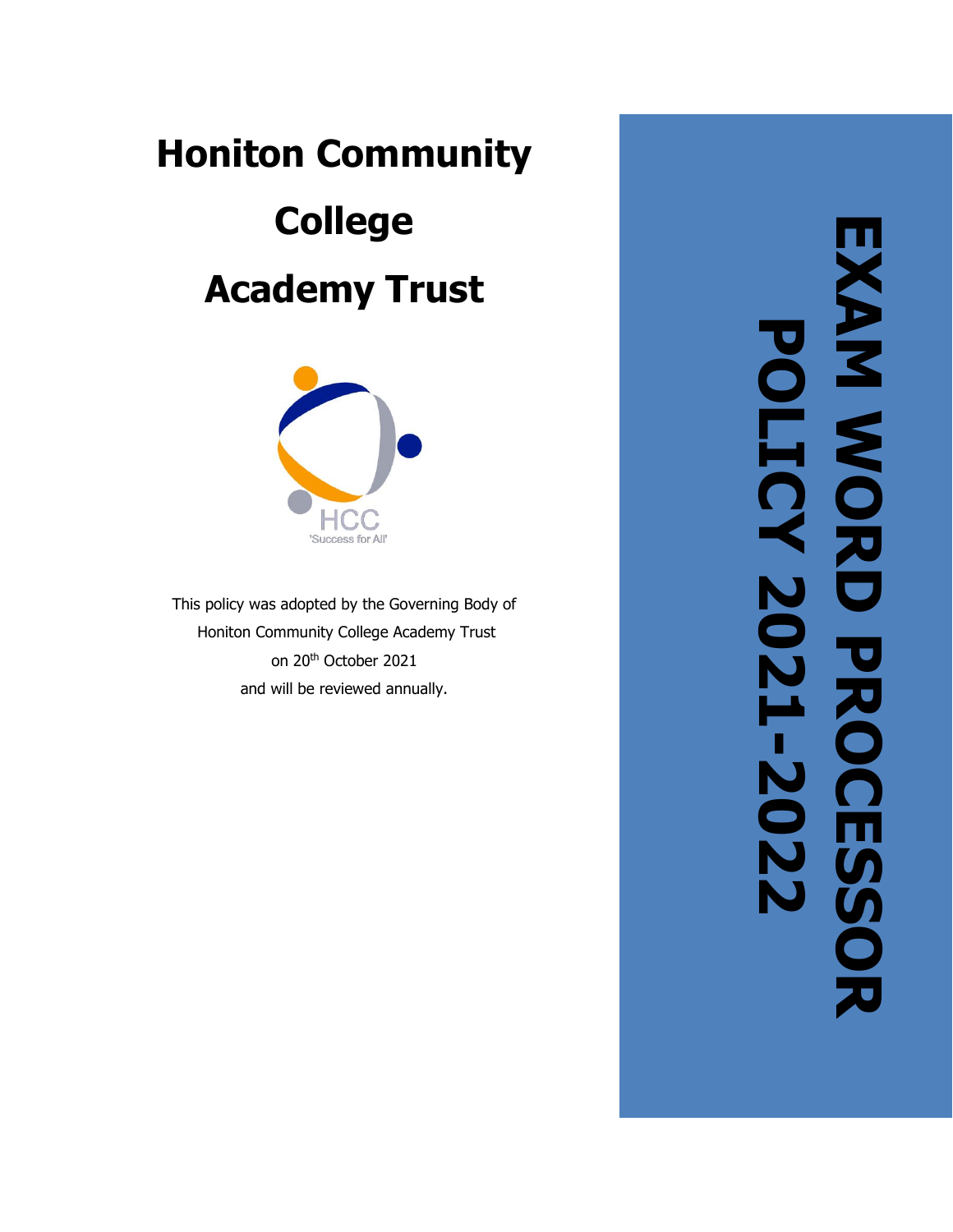# Honiton Community College Academy Trust

HCC
'Success for All'

This policy was adopted by the Governing Body of Honiton Community College Academy Trust on 20th October 2021 and will be reviewed annually.

# EXAM WORD PROCESSOR POLICY 2021-2022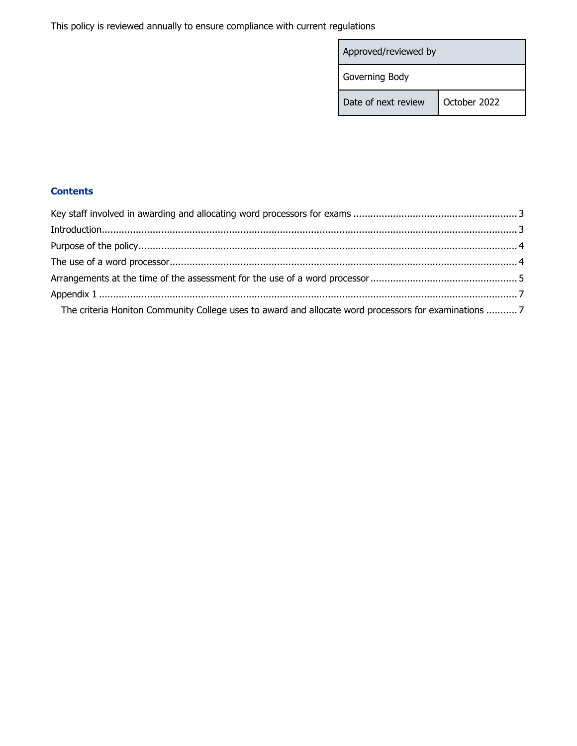This policy is reviewed annually to ensure compliance with current regulations

| Approved/reviewed by | |
|---|---|
| Governing Body | |
| Date of next review | October 2022 |

## Contents

Key staff involved in awarding and allocating word processors for exams ........ 3

Introduction ........ 3

Purpose of the policy ........ 4

The use of a word processor ........ 4

Arrangements at the time of the assessment for the use of a word processor ........ 5

Appendix 1 ........ 7

- The criteria Honiton Community College uses to award and allocate word processors for examinations ........ 7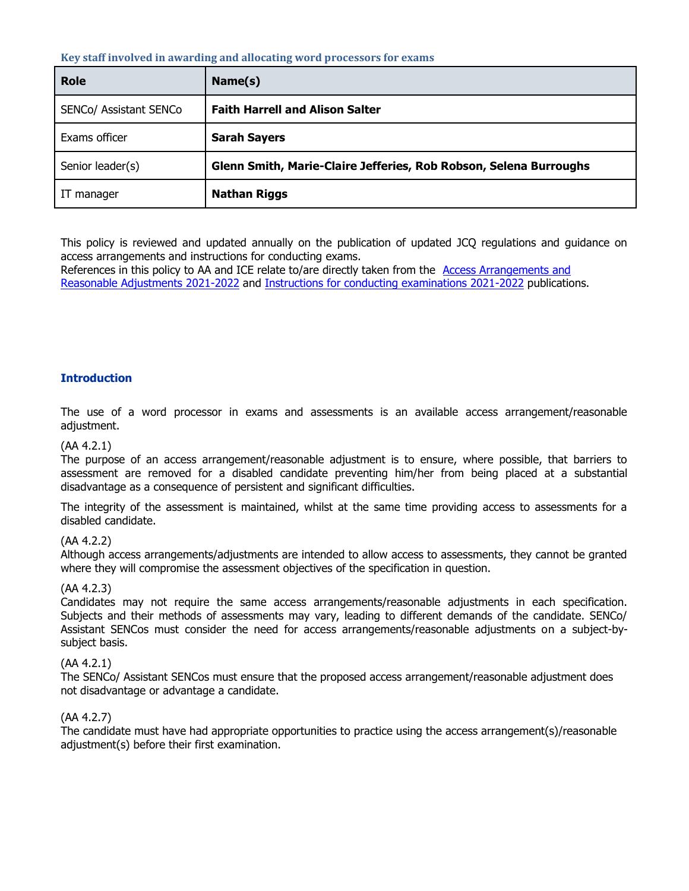### Key staff involved in awarding and allocating word processors for exams

| Role | Name(s) |
|---|---|
| SENCo/ Assistant SENCo | **Faith Harrell and Alison Salter** |
| Exams officer | **Sarah Sayers** |
| Senior leader(s) | **Glenn Smith, Marie-Claire Jefferies, Rob Robson, Selena Burroughs** |
| IT manager | **Nathan Riggs** |

This policy is reviewed and updated annually on the publication of updated JCQ regulations and guidance on access arrangements and instructions for conducting exams.
References in this policy to AA and ICE relate to/are directly taken from the Access Arrangements and Reasonable Adjustments 2021-2022 and Instructions for conducting examinations 2021-2022 publications.

## Introduction

The use of a word processor in exams and assessments is an available access arrangement/reasonable adjustment.

(AA 4.2.1)
The purpose of an access arrangement/reasonable adjustment is to ensure, where possible, that barriers to assessment are removed for a disabled candidate preventing him/her from being placed at a substantial disadvantage as a consequence of persistent and significant difficulties.

The integrity of the assessment is maintained, whilst at the same time providing access to assessments for a disabled candidate.

(AA 4.2.2)
Although access arrangements/adjustments are intended to allow access to assessments, they cannot be granted where they will compromise the assessment objectives of the specification in question.

(AA 4.2.3)
Candidates may not require the same access arrangements/reasonable adjustments in each specification. Subjects and their methods of assessments may vary, leading to different demands of the candidate. SENCo/ Assistant SENCos must consider the need for access arrangements/reasonable adjustments on a subject-by-subject basis.

(AA 4.2.1)
The SENCo/ Assistant SENCos must ensure that the proposed access arrangement/reasonable adjustment does not disadvantage or advantage a candidate.

(AA 4.2.7)
The candidate must have had appropriate opportunities to practice using the access arrangement(s)/reasonable adjustment(s) before their first examination.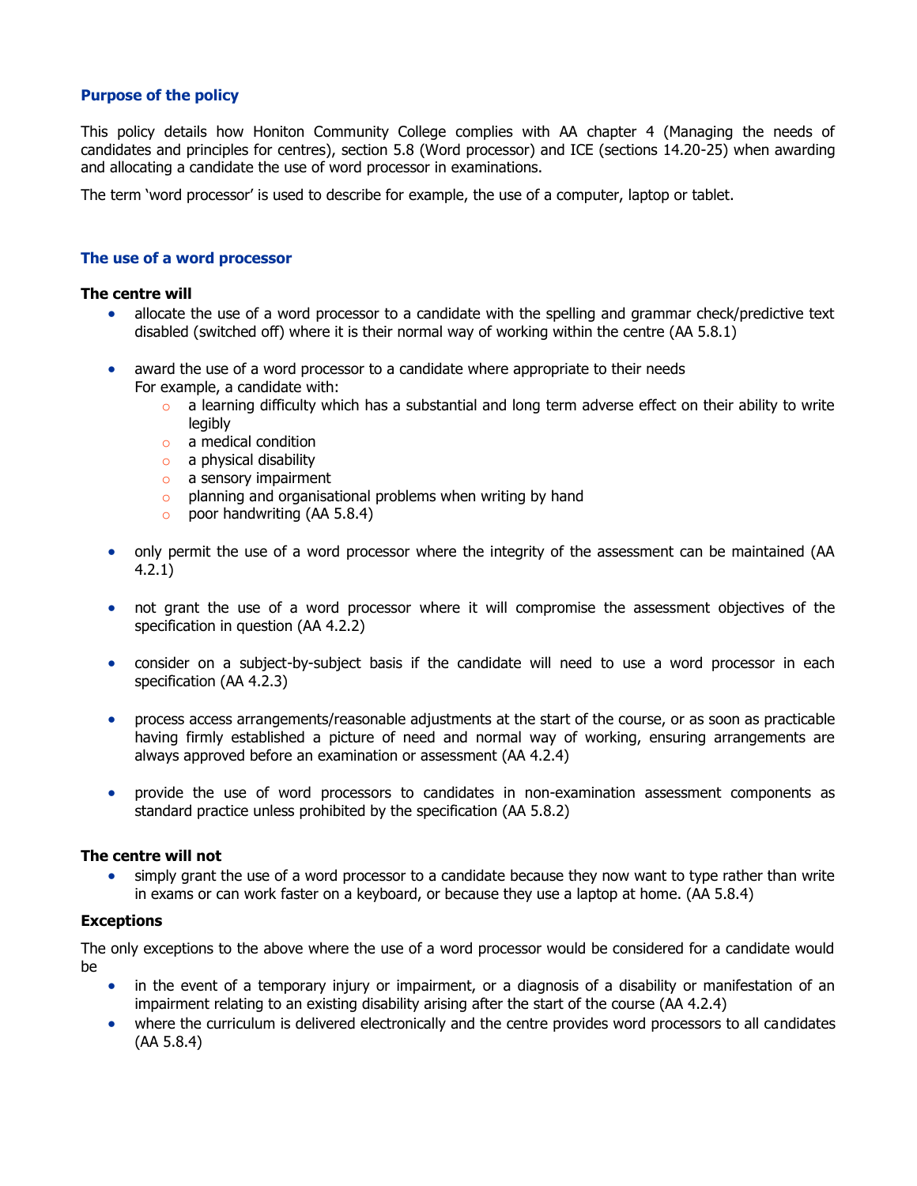## Purpose of the policy

This policy details how Honiton Community College complies with AA chapter 4 (Managing the needs of candidates and principles for centres), section 5.8 (Word processor) and ICE (sections 14.20-25) when awarding and allocating a candidate the use of word processor in examinations.

The term 'word processor' is used to describe for example, the use of a computer, laptop or tablet.

## The use of a word processor

**The centre will**

- allocate the use of a word processor to a candidate with the spelling and grammar check/predictive text disabled (switched off) where it is their normal way of working within the centre (AA 5.8.1)
- award the use of a word processor to a candidate where appropriate to their needs
  For example, a candidate with:
  - a learning difficulty which has a substantial and long term adverse effect on their ability to write legibly
  - a medical condition
  - a physical disability
  - a sensory impairment
  - planning and organisational problems when writing by hand
  - poor handwriting (AA 5.8.4)
- only permit the use of a word processor where the integrity of the assessment can be maintained (AA 4.2.1)
- not grant the use of a word processor where it will compromise the assessment objectives of the specification in question (AA 4.2.2)
- consider on a subject-by-subject basis if the candidate will need to use a word processor in each specification (AA 4.2.3)
- process access arrangements/reasonable adjustments at the start of the course, or as soon as practicable having firmly established a picture of need and normal way of working, ensuring arrangements are always approved before an examination or assessment (AA 4.2.4)
- provide the use of word processors to candidates in non-examination assessment components as standard practice unless prohibited by the specification (AA 5.8.2)

**The centre will not**

- simply grant the use of a word processor to a candidate because they now want to type rather than write in exams or can work faster on a keyboard, or because they use a laptop at home. (AA 5.8.4)

**Exceptions**

The only exceptions to the above where the use of a word processor would be considered for a candidate would be

- in the event of a temporary injury or impairment, or a diagnosis of a disability or manifestation of an impairment relating to an existing disability arising after the start of the course (AA 4.2.4)
- where the curriculum is delivered electronically and the centre provides word processors to all candidates (AA 5.8.4)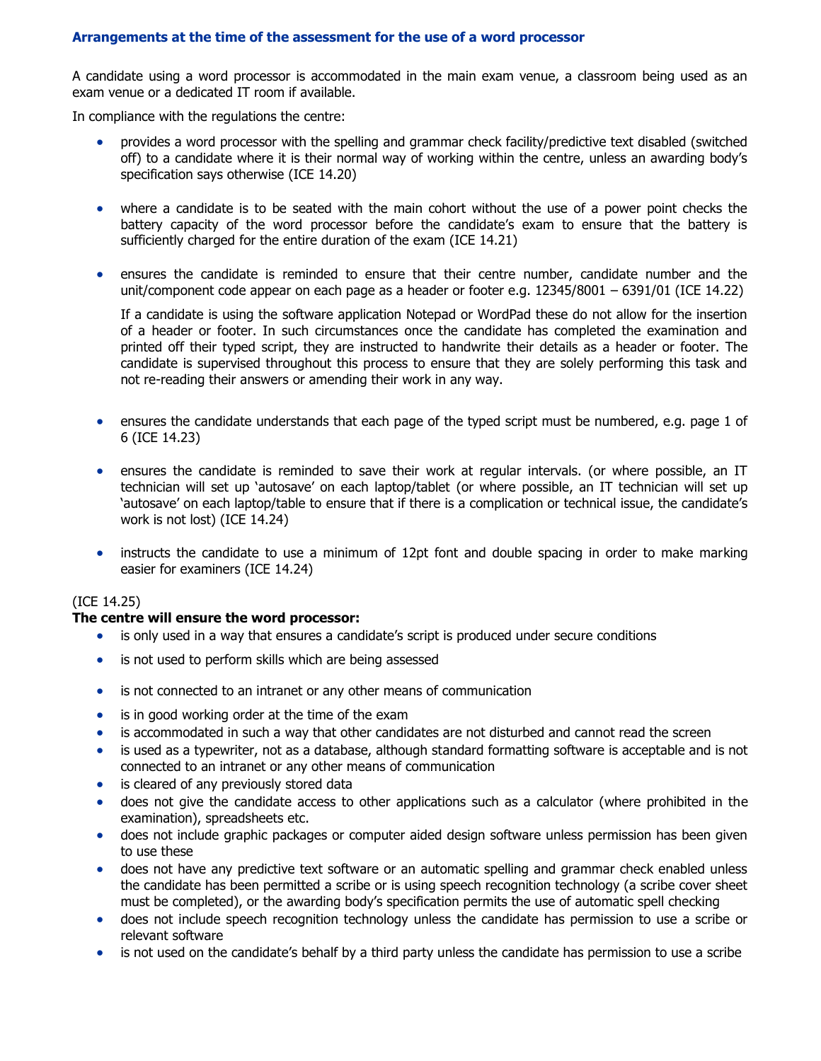### Arrangements at the time of the assessment for the use of a word processor

A candidate using a word processor is accommodated in the main exam venue, a classroom being used as an exam venue or a dedicated IT room if available.

In compliance with the regulations the centre:

- provides a word processor with the spelling and grammar check facility/predictive text disabled (switched off) to a candidate where it is their normal way of working within the centre, unless an awarding body's specification says otherwise (ICE 14.20)

- where a candidate is to be seated with the main cohort without the use of a power point checks the battery capacity of the word processor before the candidate's exam to ensure that the battery is sufficiently charged for the entire duration of the exam (ICE 14.21)

- ensures the candidate is reminded to ensure that their centre number, candidate number and the unit/component code appear on each page as a header or footer e.g. 12345/8001 – 6391/01 (ICE 14.22)

  If a candidate is using the software application Notepad or WordPad these do not allow for the insertion of a header or footer. In such circumstances once the candidate has completed the examination and printed off their typed script, they are instructed to handwrite their details as a header or footer. The candidate is supervised throughout this process to ensure that they are solely performing this task and not re-reading their answers or amending their work in any way.

- ensures the candidate understands that each page of the typed script must be numbered, e.g. page 1 of 6 (ICE 14.23)

- ensures the candidate is reminded to save their work at regular intervals. (or where possible, an IT technician will set up 'autosave' on each laptop/tablet (or where possible, an IT technician will set up 'autosave' on each laptop/table to ensure that if there is a complication or technical issue, the candidate's work is not lost) (ICE 14.24)

- instructs the candidate to use a minimum of 12pt font and double spacing in order to make marking easier for examiners (ICE 14.24)

(ICE 14.25)

**The centre will ensure the word processor:**

- is only used in a way that ensures a candidate's script is produced under secure conditions
- is not used to perform skills which are being assessed
- is not connected to an intranet or any other means of communication
- is in good working order at the time of the exam
- is accommodated in such a way that other candidates are not disturbed and cannot read the screen
- is used as a typewriter, not as a database, although standard formatting software is acceptable and is not connected to an intranet or any other means of communication
- is cleared of any previously stored data
- does not give the candidate access to other applications such as a calculator (where prohibited in the examination), spreadsheets etc.
- does not include graphic packages or computer aided design software unless permission has been given to use these
- does not have any predictive text software or an automatic spelling and grammar check enabled unless the candidate has been permitted a scribe or is using speech recognition technology (a scribe cover sheet must be completed), or the awarding body's specification permits the use of automatic spell checking
- does not include speech recognition technology unless the candidate has permission to use a scribe or relevant software
- is not used on the candidate's behalf by a third party unless the candidate has permission to use a scribe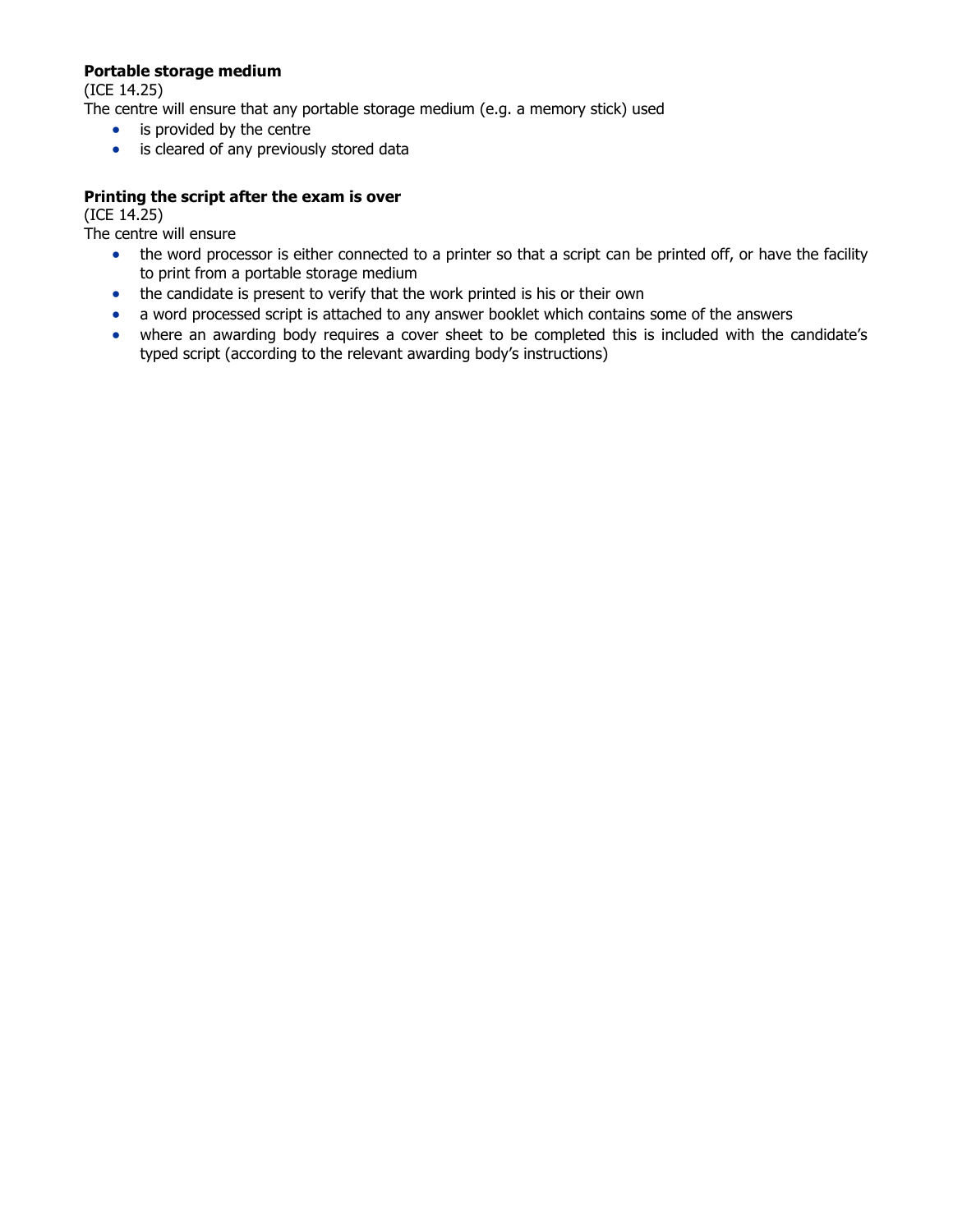**Portable storage medium**

(ICE 14.25)

The centre will ensure that any portable storage medium (e.g. a memory stick) used

- is provided by the centre
- is cleared of any previously stored data

**Printing the script after the exam is over**

(ICE 14.25)

The centre will ensure

- the word processor is either connected to a printer so that a script can be printed off, or have the facility to print from a portable storage medium
- the candidate is present to verify that the work printed is his or their own
- a word processed script is attached to any answer booklet which contains some of the answers
- where an awarding body requires a cover sheet to be completed this is included with the candidate's typed script (according to the relevant awarding body's instructions)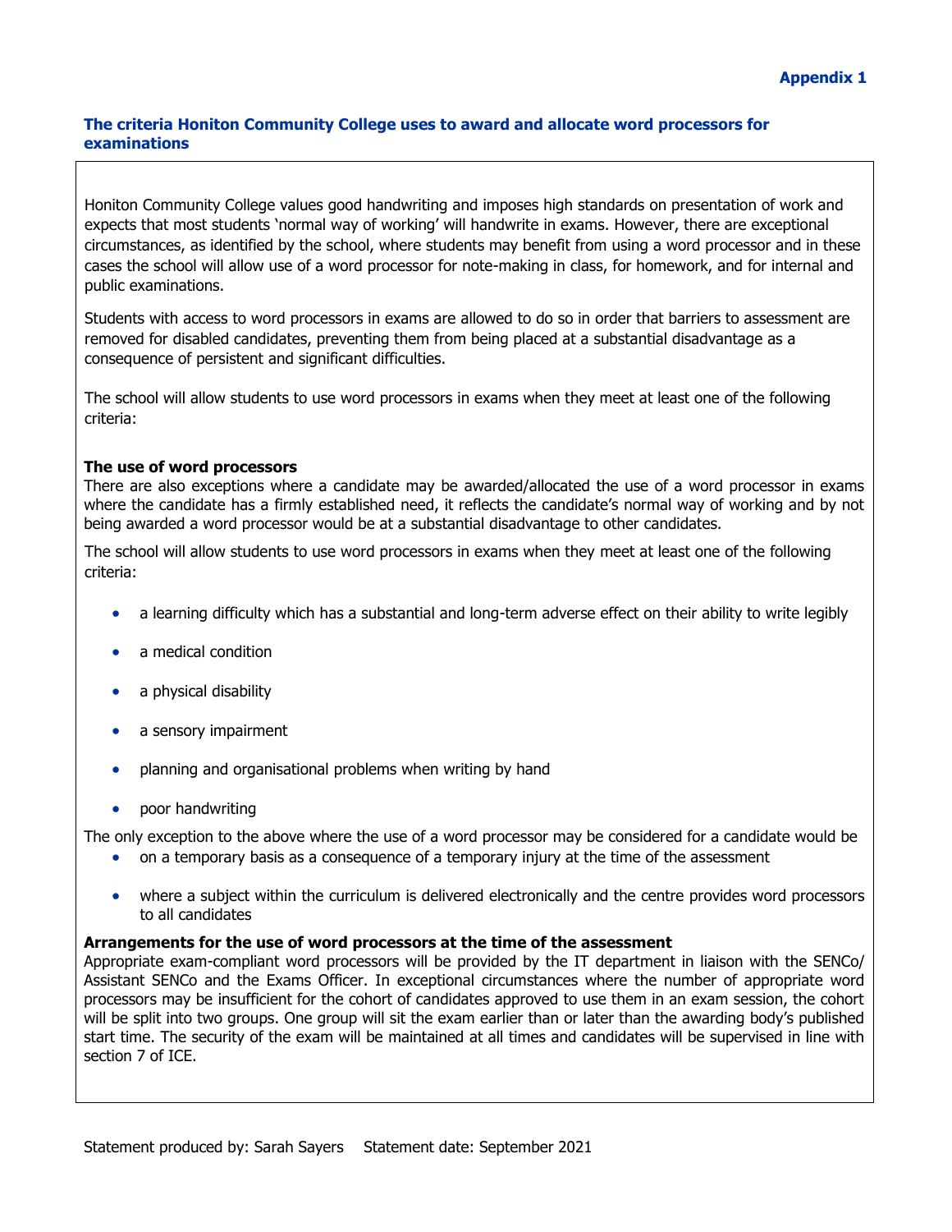**Appendix 1**

### The criteria Honiton Community College uses to award and allocate word processors for examinations

Honiton Community College values good handwriting and imposes high standards on presentation of work and expects that most students 'normal way of working' will handwrite in exams. However, there are exceptional circumstances, as identified by the school, where students may benefit from using a word processor and in these cases the school will allow use of a word processor for note-making in class, for homework, and for internal and public examinations.

Students with access to word processors in exams are allowed to do so in order that barriers to assessment are removed for disabled candidates, preventing them from being placed at a substantial disadvantage as a consequence of persistent and significant difficulties.

The school will allow students to use word processors in exams when they meet at least one of the following criteria:

**The use of word processors**

There are also exceptions where a candidate may be awarded/allocated the use of a word processor in exams where the candidate has a firmly established need, it reflects the candidate's normal way of working and by not being awarded a word processor would be at a substantial disadvantage to other candidates.

The school will allow students to use word processors in exams when they meet at least one of the following criteria:

- a learning difficulty which has a substantial and long-term adverse effect on their ability to write legibly
- a medical condition
- a physical disability
- a sensory impairment
- planning and organisational problems when writing by hand
- poor handwriting

The only exception to the above where the use of a word processor may be considered for a candidate would be

- on a temporary basis as a consequence of a temporary injury at the time of the assessment
- where a subject within the curriculum is delivered electronically and the centre provides word processors to all candidates

**Arrangements for the use of word processors at the time of the assessment**

Appropriate exam-compliant word processors will be provided by the IT department in liaison with the SENCo/ Assistant SENCo and the Exams Officer. In exceptional circumstances where the number of appropriate word processors may be insufficient for the cohort of candidates approved to use them in an exam session, the cohort will be split into two groups. One group will sit the exam earlier than or later than the awarding body's published start time. The security of the exam will be maintained at all times and candidates will be supervised in line with section 7 of ICE.

Statement produced by: Sarah Sayers Statement date: September 2021